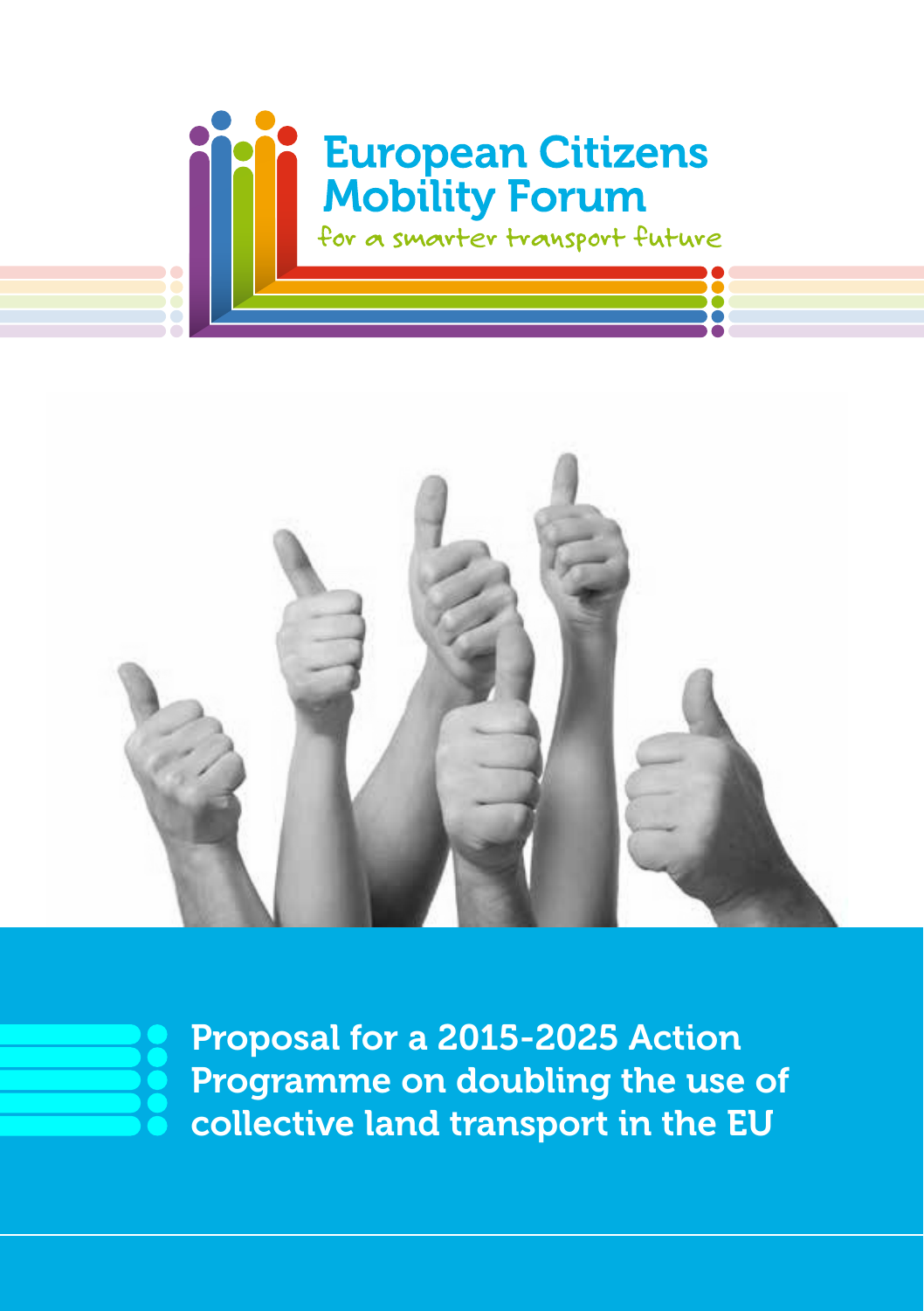European Citizens Mobility Forum

for a smarter transport future

# Proposal for a 2015-2025 Action Programme on doubling the use of collective land transport in the EU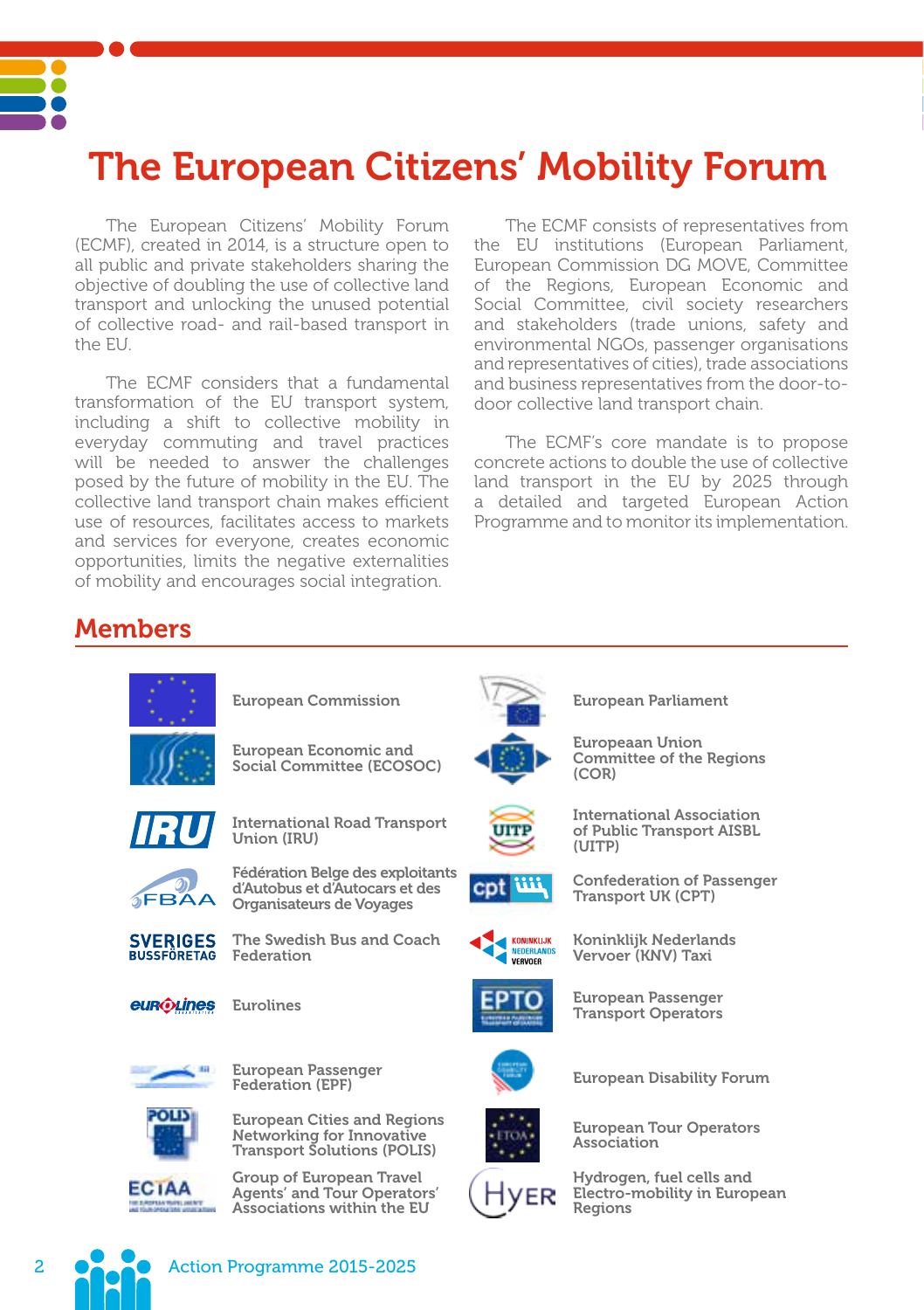# The European Citizens' Mobility Forum

The European Citizens' Mobility Forum (ECMF), created in 2014, is a structure open to all public and private stakeholders sharing the objective of doubling the use of collective land transport and unlocking the unused potential of collective road- and rail-based transport in the EU.

The ECMF considers that a fundamental transformation of the EU transport system, including a shift to collective mobility in everyday commuting and travel practices will be needed to answer the challenges posed by the future of mobility in the EU. The collective land transport chain makes efficient use of resources, facilitates access to markets and services for everyone, creates economic opportunities, limits the negative externalities of mobility and encourages social integration.

The ECMF consists of representatives from the EU institutions (European Parliament, European Commission DG MOVE, Committee of the Regions, European Economic and Social Committee, civil society researchers and stakeholders (trade unions, safety and environmental NGOs, passenger organisations and representatives of cities), trade associations and business representatives from the door-to-door collective land transport chain.

The ECMF's core mandate is to propose concrete actions to double the use of collective land transport in the EU by 2025 through a detailed and targeted European Action Programme and to monitor its implementation.

## Members

- European Commission
- European Parliament
- European Economic and Social Committee (ECOSOC)
- Europeaan Union Committee of the Regions (COR)
- International Road Transport Union (IRU)
- International Association of Public Transport AISBL (UITP)
- Fédération Belge des exploitants d'Autobus et d'Autocars et des Organisateurs de Voyages
- Confederation of Passenger Transport UK (CPT)
- The Swedish Bus and Coach Federation
- Koninklijk Nederlands Vervoer (KNV) Taxi
- Eurolines
- European Passenger Transport Operators
- European Passenger Federation (EPF)
- European Disability Forum
- European Cities and Regions Networking for Innovative Transport Solutions (POLIS)
- European Tour Operators Association
- Group of European Travel Agents' and Tour Operators' Associations within the EU
- Hydrogen, fuel cells and Electro-mobility in European Regions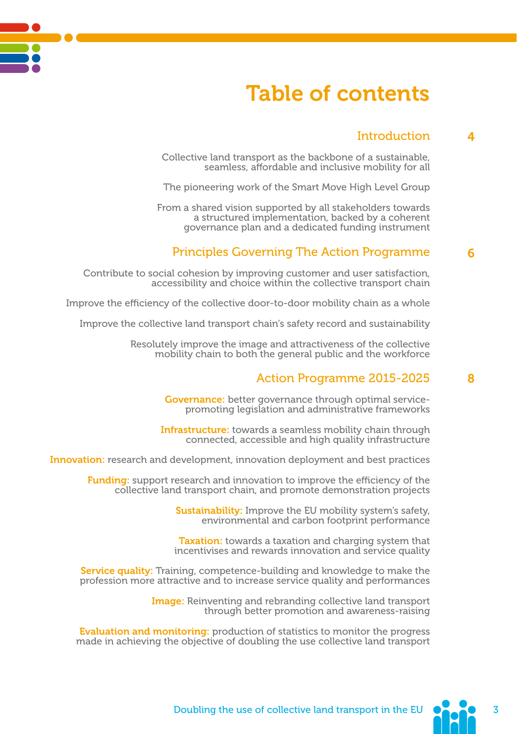# Table of contents

## Introduction 4

Collective land transport as the backbone of a sustainable, seamless, affordable and inclusive mobility for all

The pioneering work of the Smart Move High Level Group

From a shared vision supported by all stakeholders towards a structured implementation, backed by a coherent governance plan and a dedicated funding instrument

## Principles Governing The Action Programme 6

Contribute to social cohesion by improving customer and user satisfaction, accessibility and choice within the collective transport chain

Improve the efficiency of the collective door-to-door mobility chain as a whole

Improve the collective land transport chain's safety record and sustainability

Resolutely improve the image and attractiveness of the collective mobility chain to both the general public and the workforce

## Action Programme 2015-2025 8

**Governance:** better governance through optimal service-promoting legislation and administrative frameworks

**Infrastructure:** towards a seamless mobility chain through connected, accessible and high quality infrastructure

**Innovation:** research and development, innovation deployment and best practices

**Funding:** support research and innovation to improve the efficiency of the collective land transport chain, and promote demonstration projects

**Sustainability:** Improve the EU mobility system's safety, environmental and carbon footprint performance

**Taxation:** towards a taxation and charging system that incentivises and rewards innovation and service quality

**Service quality:** Training, competence-building and knowledge to make the profession more attractive and to increase service quality and performances

**Image:** Reinventing and rebranding collective land transport through better promotion and awareness-raising

**Evaluation and monitoring:** production of statistics to monitor the progress made in achieving the objective of doubling the use collective land transport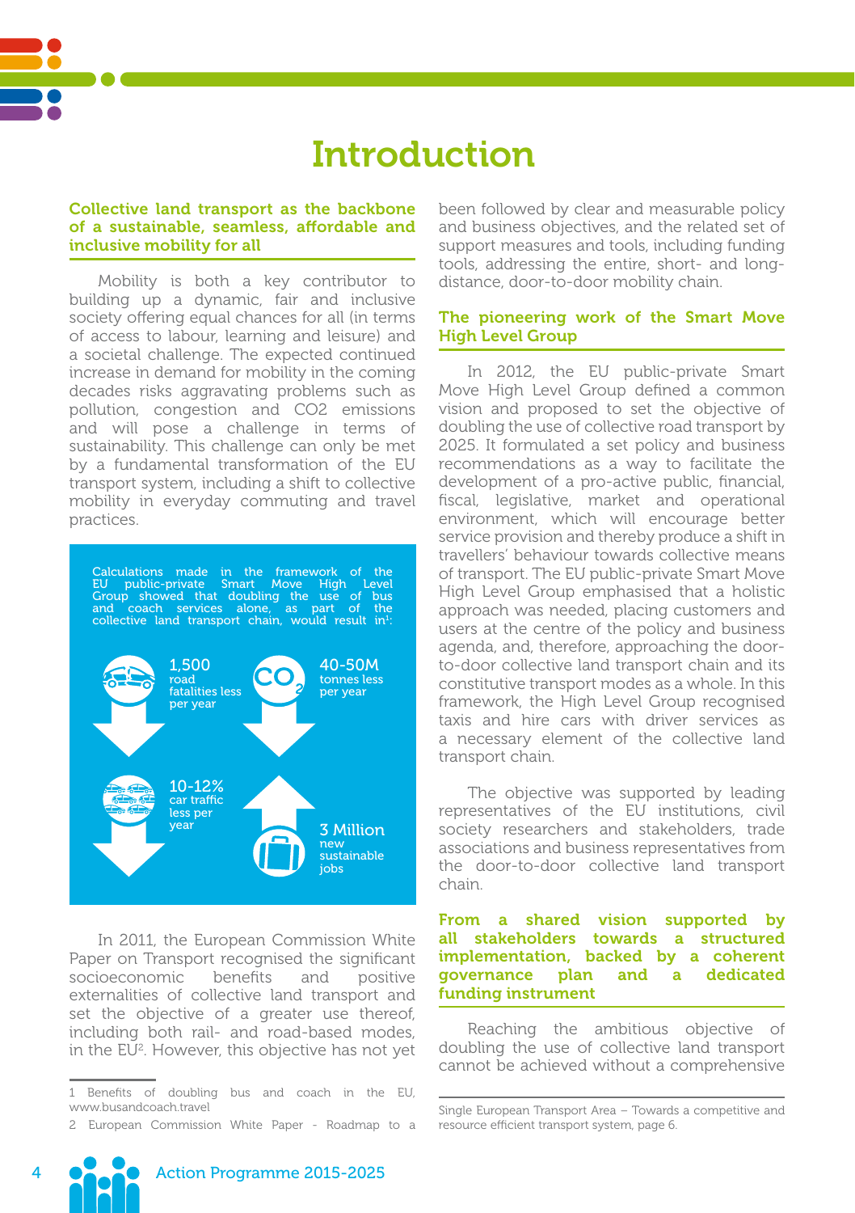# Introduction

### Collective land transport as the backbone of a sustainable, seamless, affordable and inclusive mobility for all

Mobility is both a key contributor to building up a dynamic, fair and inclusive society offering equal chances for all (in terms of access to labour, learning and leisure) and a societal challenge. The expected continued increase in demand for mobility in the coming decades risks aggravating problems such as pollution, congestion and CO2 emissions and will pose a challenge in terms of sustainability. This challenge can only be met by a fundamental transformation of the EU transport system, including a shift to collective mobility in everyday commuting and travel practices.

Calculations made in the framework of the EU public-private Smart Move High Level Group showed that doubling the use of bus and coach services alone, as part of the collective land transport chain, would result in[1]:

1,500 road fatalities less per year

40-50M tonnes less per year

10-12% car traffic less per year

3 Million new sustainable jobs

In 2011, the European Commission White Paper on Transport recognised the significant socioeconomic benefits and positive externalities of collective land transport and set the objective of a greater use thereof, including both rail- and road-based modes, in the EU[2]. However, this objective has not yet been followed by clear and measurable policy and business objectives, and the related set of support measures and tools, including funding tools, addressing the entire, short- and long-distance, door-to-door mobility chain.

### The pioneering work of the Smart Move High Level Group

In 2012, the EU public-private Smart Move High Level Group defined a common vision and proposed to set the objective of doubling the use of collective road transport by 2025. It formulated a set policy and business recommendations as a way to facilitate the development of a pro-active public, financial, fiscal, legislative, market and operational environment, which will encourage better service provision and thereby produce a shift in travellers' behaviour towards collective means of transport. The EU public-private Smart Move High Level Group emphasised that a holistic approach was needed, placing customers and users at the centre of the policy and business agenda, and, therefore, approaching the door-to-door collective land transport chain and its constitutive transport modes as a whole. In this framework, the High Level Group recognised taxis and hire cars with driver services as a necessary element of the collective land transport chain.

The objective was supported by leading representatives of the EU institutions, civil society researchers and stakeholders, trade associations and business representatives from the door-to-door collective land transport chain.

### From a shared vision supported by all stakeholders towards a structured implementation, backed by a coherent governance plan and a dedicated funding instrument

Reaching the ambitious objective of doubling the use of collective land transport cannot be achieved without a comprehensive

---

1 Benefits of doubling bus and coach in the EU, www.busandcoach.travel

2 European Commission White Paper - Roadmap to a Single European Transport Area – Towards a competitive and resource efficient transport system, page 6.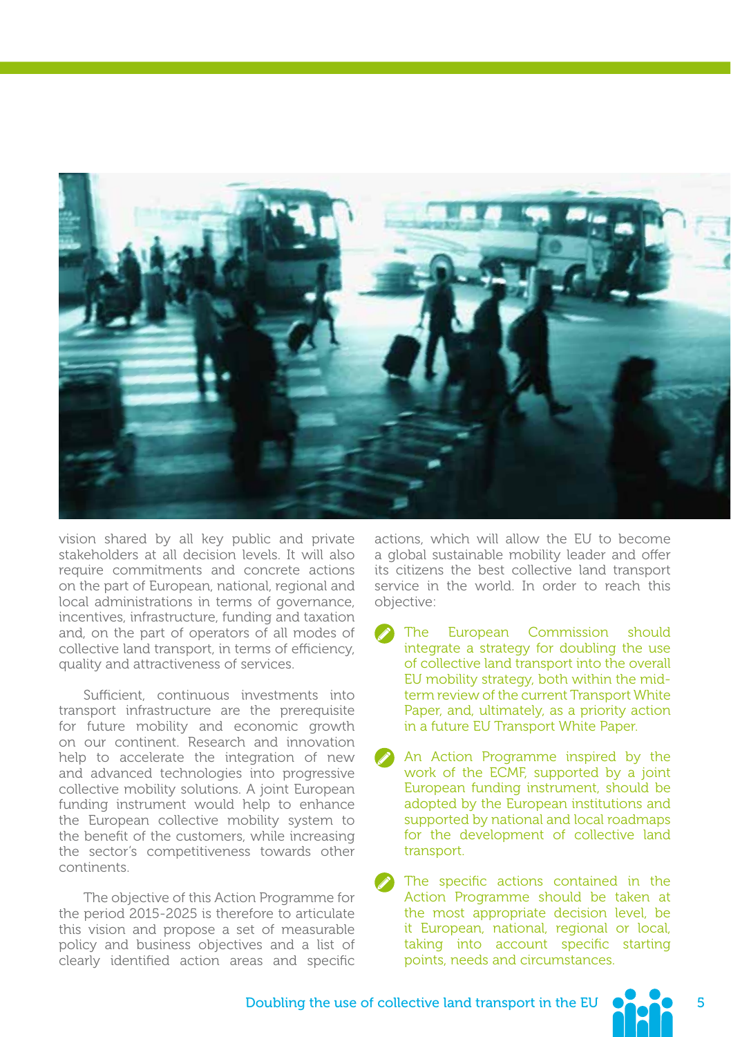vision shared by all key public and private stakeholders at all decision levels. It will also require commitments and concrete actions on the part of European, national, regional and local administrations in terms of governance, incentives, infrastructure, funding and taxation and, on the part of operators of all modes of collective land transport, in terms of efficiency, quality and attractiveness of services.

Sufficient, continuous investments into transport infrastructure are the prerequisite for future mobility and economic growth on our continent. Research and innovation help to accelerate the integration of new and advanced technologies into progressive collective mobility solutions. A joint European funding instrument would help to enhance the European collective mobility system to the benefit of the customers, while increasing the sector's competitiveness towards other continents.

The objective of this Action Programme for the period 2015-2025 is therefore to articulate this vision and propose a set of measurable policy and business objectives and a list of clearly identified action areas and specific actions, which will allow the EU to become a global sustainable mobility leader and offer its citizens the best collective land transport service in the world. In order to reach this objective:

- The European Commission should integrate a strategy for doubling the use of collective land transport into the overall EU mobility strategy, both within the mid-term review of the current Transport White Paper, and, ultimately, as a priority action in a future EU Transport White Paper.
- An Action Programme inspired by the work of the ECMF, supported by a joint European funding instrument, should be adopted by the European institutions and supported by national and local roadmaps for the development of collective land transport.
- The specific actions contained in the Action Programme should be taken at the most appropriate decision level, be it European, national, regional or local, taking into account specific starting points, needs and circumstances.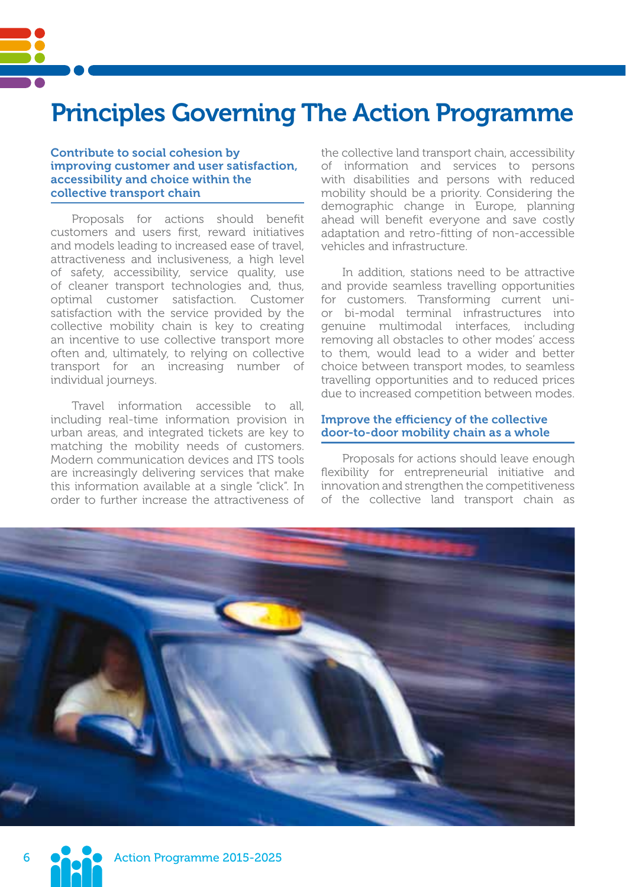# Principles Governing The Action Programme

### Contribute to social cohesion by improving customer and user satisfaction, accessibility and choice within the collective transport chain

Proposals for actions should benefit customers and users first, reward initiatives and models leading to increased ease of travel, attractiveness and inclusiveness, a high level of safety, accessibility, service quality, use of cleaner transport technologies and, thus, optimal customer satisfaction. Customer satisfaction with the service provided by the collective mobility chain is key to creating an incentive to use collective transport more often and, ultimately, to relying on collective transport for an increasing number of individual journeys.

Travel information accessible to all, including real-time information provision in urban areas, and integrated tickets are key to matching the mobility needs of customers. Modern communication devices and ITS tools are increasingly delivering services that make this information available at a single "click". In order to further increase the attractiveness of the collective land transport chain, accessibility of information and services to persons with disabilities and persons with reduced mobility should be a priority. Considering the demographic change in Europe, planning ahead will benefit everyone and save costly adaptation and retro-fitting of non-accessible vehicles and infrastructure.

In addition, stations need to be attractive and provide seamless travelling opportunities for customers. Transforming current uni- or bi-modal terminal infrastructures into genuine multimodal interfaces, including removing all obstacles to other modes' access to them, would lead to a wider and better choice between transport modes, to seamless travelling opportunities and to reduced prices due to increased competition between modes.

### Improve the efficiency of the collective door-to-door mobility chain as a whole

Proposals for actions should leave enough flexibility for entrepreneurial initiative and innovation and strengthen the competitiveness of the collective land transport chain as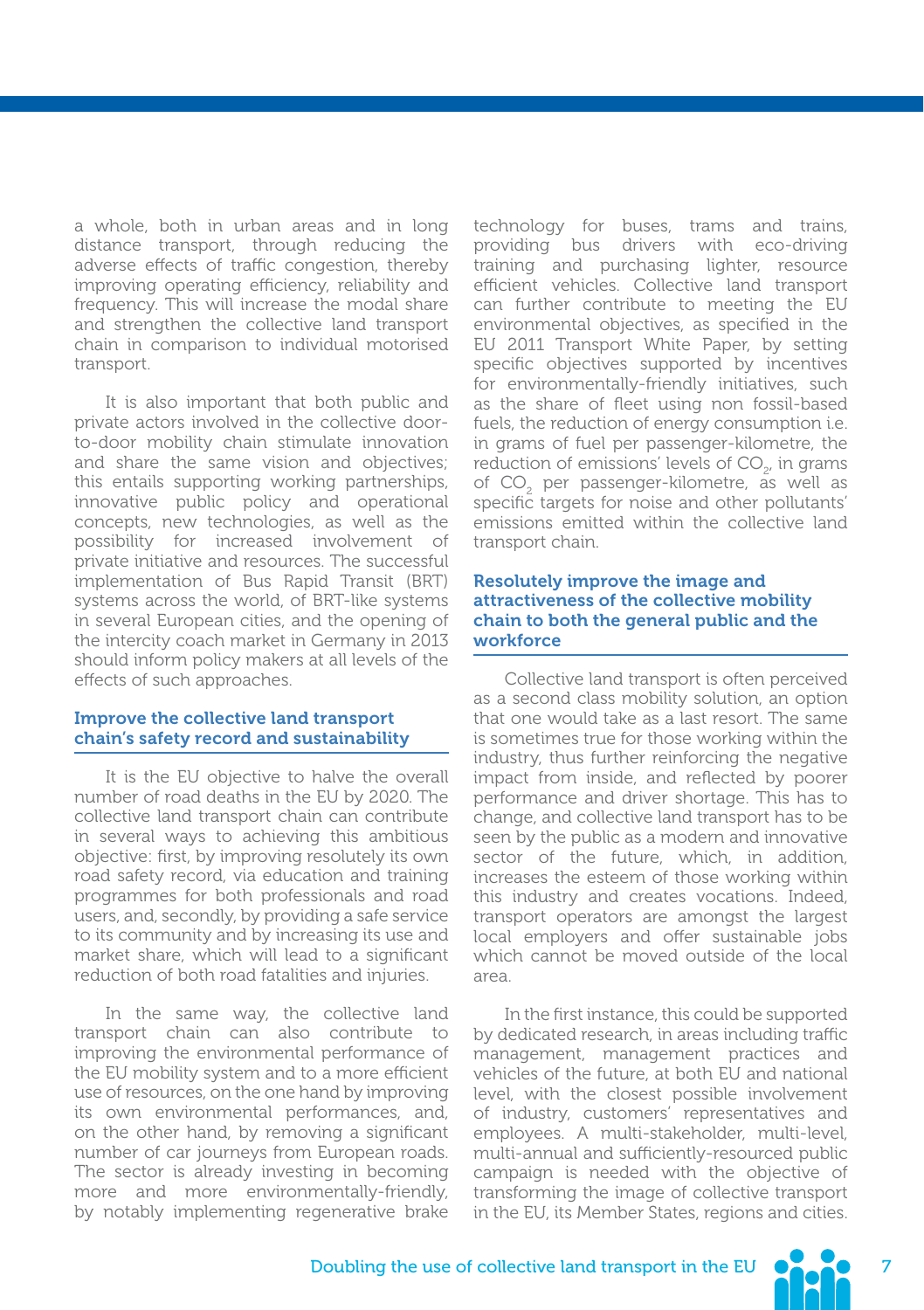a whole, both in urban areas and in long distance transport, through reducing the adverse effects of traffic congestion, thereby improving operating efficiency, reliability and frequency. This will increase the modal share and strengthen the collective land transport chain in comparison to individual motorised transport.

It is also important that both public and private actors involved in the collective door-to-door mobility chain stimulate innovation and share the same vision and objectives; this entails supporting working partnerships, innovative public policy and operational concepts, new technologies, as well as the possibility for increased involvement of private initiative and resources. The successful implementation of Bus Rapid Transit (BRT) systems across the world, of BRT-like systems in several European cities, and the opening of the intercity coach market in Germany in 2013 should inform policy makers at all levels of the effects of such approaches.

### Improve the collective land transport chain's safety record and sustainability

It is the EU objective to halve the overall number of road deaths in the EU by 2020. The collective land transport chain can contribute in several ways to achieving this ambitious objective: first, by improving resolutely its own road safety record, via education and training programmes for both professionals and road users, and, secondly, by providing a safe service to its community and by increasing its use and market share, which will lead to a significant reduction of both road fatalities and injuries.

In the same way, the collective land transport chain can also contribute to improving the environmental performance of the EU mobility system and to a more efficient use of resources, on the one hand by improving its own environmental performances, and, on the other hand, by removing a significant number of car journeys from European roads. The sector is already investing in becoming more and more environmentally-friendly, by notably implementing regenerative brake technology for buses, trams and trains, providing bus drivers with eco-driving training and purchasing lighter, resource efficient vehicles. Collective land transport can further contribute to meeting the EU environmental objectives, as specified in the EU 2011 Transport White Paper, by setting specific objectives supported by incentives for environmentally-friendly initiatives, such as the share of fleet using non fossil-based fuels, the reduction of energy consumption i.e. in grams of fuel per passenger-kilometre, the reduction of emissions' levels of $CO_2$, in grams of $CO_2$ per passenger-kilometre, as well as specific targets for noise and other pollutants' emissions emitted within the collective land transport chain.

### Resolutely improve the image and attractiveness of the collective mobility chain to both the general public and the workforce

Collective land transport is often perceived as a second class mobility solution, an option that one would take as a last resort. The same is sometimes true for those working within the industry, thus further reinforcing the negative impact from inside, and reflected by poorer performance and driver shortage. This has to change, and collective land transport has to be seen by the public as a modern and innovative sector of the future, which, in addition, increases the esteem of those working within this industry and creates vocations. Indeed, transport operators are amongst the largest local employers and offer sustainable jobs which cannot be moved outside of the local area.

In the first instance, this could be supported by dedicated research, in areas including traffic management, management practices and vehicles of the future, at both EU and national level, with the closest possible involvement of industry, customers' representatives and employees. A multi-stakeholder, multi-level, multi-annual and sufficiently-resourced public campaign is needed with the objective of transforming the image of collective transport in the EU, its Member States, regions and cities.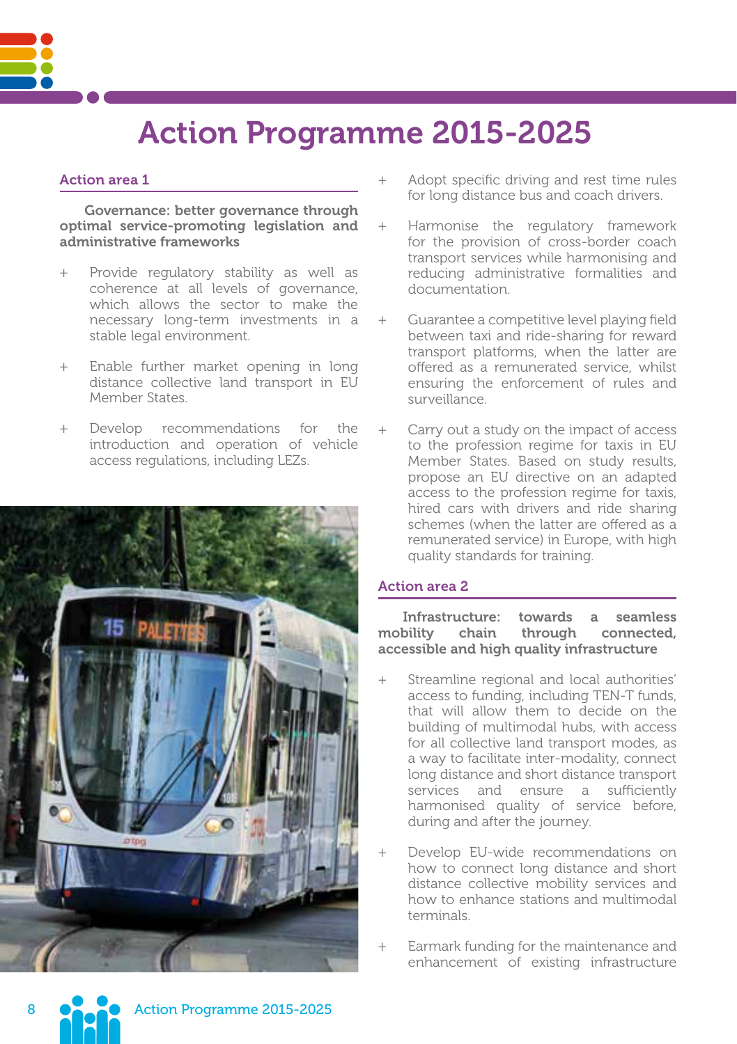# Action Programme 2015-2025

## Action area 1

**Governance: better governance through optimal service-promoting legislation and administrative frameworks**

+ Provide regulatory stability as well as coherence at all levels of governance, which allows the sector to make the necessary long-term investments in a stable legal environment.
+ Enable further market opening in long distance collective land transport in EU Member States.
+ Develop recommendations for the introduction and operation of vehicle access regulations, including LEZs.
+ Adopt specific driving and rest time rules for long distance bus and coach drivers.
+ Harmonise the regulatory framework for the provision of cross-border coach transport services while harmonising and reducing administrative formalities and documentation.
+ Guarantee a competitive level playing field between taxi and ride-sharing for reward transport platforms, when the latter are offered as a remunerated service, whilst ensuring the enforcement of rules and surveillance.
+ Carry out a study on the impact of access to the profession regime for taxis in EU Member States. Based on study results, propose an EU directive on an adapted access to the profession regime for taxis, hired cars with drivers and ride sharing schemes (when the latter are offered as a remunerated service) in Europe, with high quality standards for training.

## Action area 2

**Infrastructure: towards a seamless mobility chain through connected, accessible and high quality infrastructure**

+ Streamline regional and local authorities' access to funding, including TEN-T funds, that will allow them to decide on the building of multimodal hubs, with access for all collective land transport modes, as a way to facilitate inter-modality, connect long distance and short distance transport services and ensure a sufficiently harmonised quality of service before, during and after the journey.
+ Develop EU-wide recommendations on how to connect long distance and short distance collective mobility services and how to enhance stations and multimodal terminals.
+ Earmark funding for the maintenance and enhancement of existing infrastructure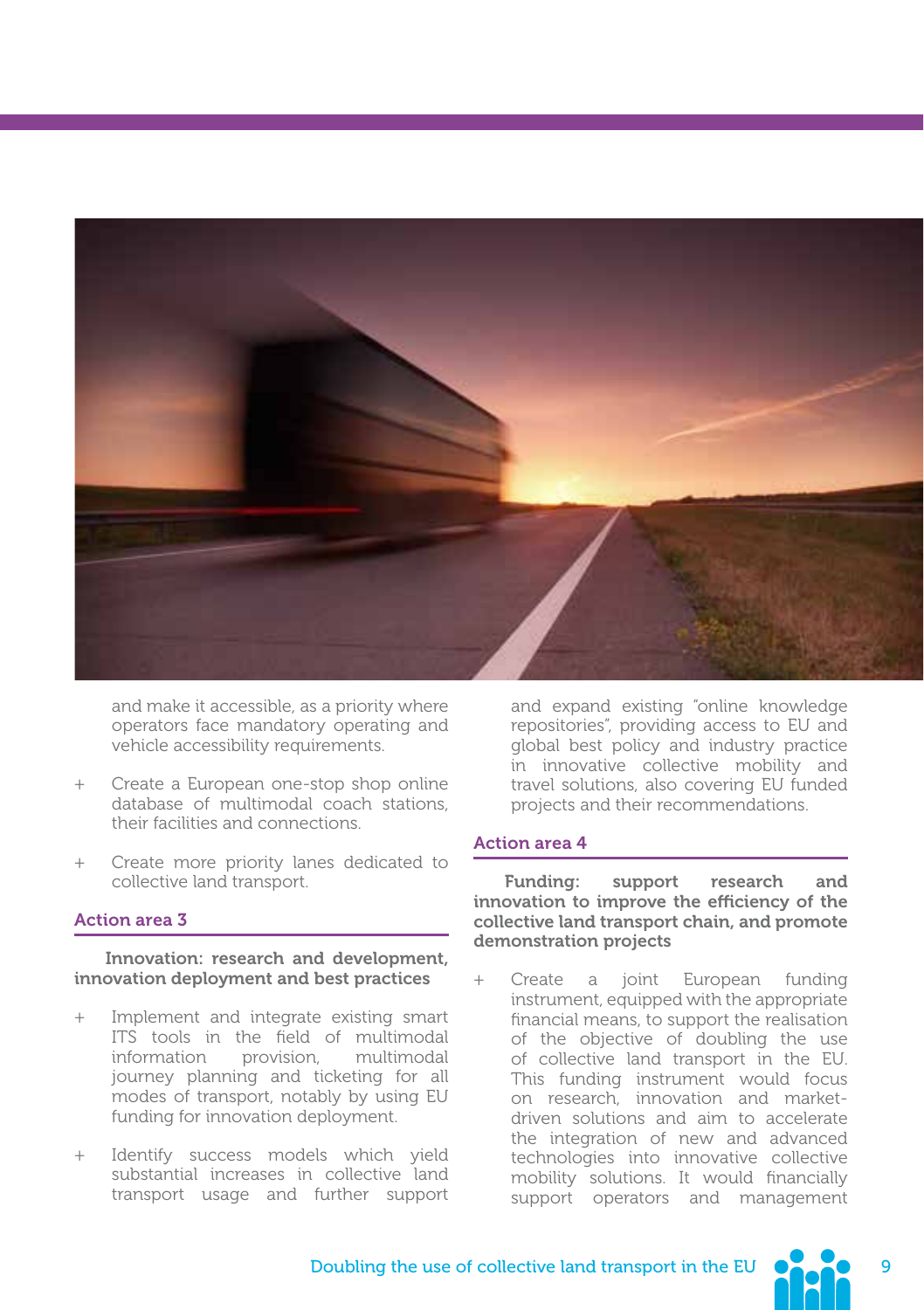and make it accessible, as a priority where operators face mandatory operating and vehicle accessibility requirements.

+ Create a European one-stop shop online database of multimodal coach stations, their facilities and connections.

+ Create more priority lanes dedicated to collective land transport.

## Action area 3

**Innovation: research and development, innovation deployment and best practices**

+ Implement and integrate existing smart ITS tools in the field of multimodal information provision, multimodal journey planning and ticketing for all modes of transport, notably by using EU funding for innovation deployment.

+ Identify success models which yield substantial increases in collective land transport usage and further support and expand existing "online knowledge repositories", providing access to EU and global best policy and industry practice in innovative collective mobility and travel solutions, also covering EU funded projects and their recommendations.

## Action area 4

**Funding: support research and innovation to improve the efficiency of the collective land transport chain, and promote demonstration projects**

+ Create a joint European funding instrument, equipped with the appropriate financial means, to support the realisation of the objective of doubling the use of collective land transport in the EU. This funding instrument would focus on research, innovation and market-driven solutions and aim to accelerate the integration of new and advanced technologies into innovative collective mobility solutions. It would financially support operators and management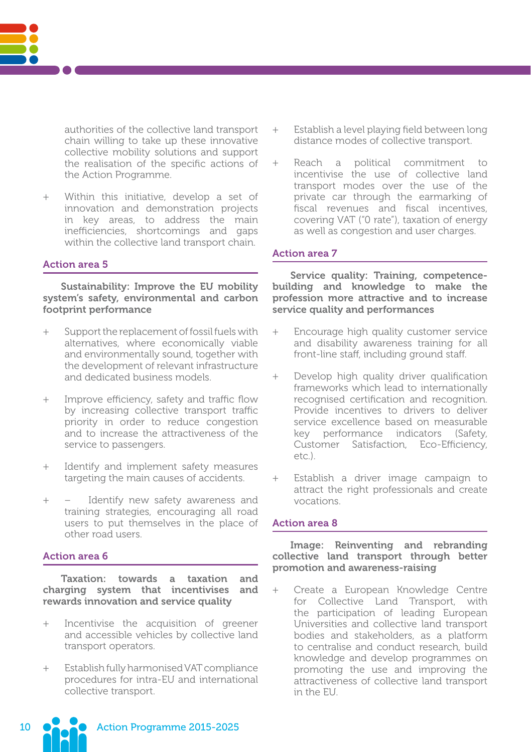authorities of the collective land transport chain willing to take up these innovative collective mobility solutions and support the realisation of the specific actions of the Action Programme.

+ Within this initiative, develop a set of innovation and demonstration projects in key areas, to address the main inefficiencies, shortcomings and gaps within the collective land transport chain.

### Action area 5

**Sustainability: Improve the EU mobility system's safety, environmental and carbon footprint performance**

+ Support the replacement of fossil fuels with alternatives, where economically viable and environmentally sound, together with the development of relevant infrastructure and dedicated business models.

+ Improve efficiency, safety and traffic flow by increasing collective transport traffic priority in order to reduce congestion and to increase the attractiveness of the service to passengers.

+ Identify and implement safety measures targeting the main causes of accidents.

+ – Identify new safety awareness and training strategies, encouraging all road users to put themselves in the place of other road users.

### Action area 6

**Taxation: towards a taxation and charging system that incentivises and rewards innovation and service quality**

+ Incentivise the acquisition of greener and accessible vehicles by collective land transport operators.

+ Establish fully harmonised VAT compliance procedures for intra-EU and international collective transport.

+ Establish a level playing field between long distance modes of collective transport.

+ Reach a political commitment to incentivise the use of collective land transport modes over the use of the private car through the earmarking of fiscal revenues and fiscal incentives, covering VAT ("0 rate"), taxation of energy as well as congestion and user charges.

### Action area 7

**Service quality: Training, competence-building and knowledge to make the profession more attractive and to increase service quality and performances**

+ Encourage high quality customer service and disability awareness training for all front-line staff, including ground staff.

+ Develop high quality driver qualification frameworks which lead to internationally recognised certification and recognition. Provide incentives to drivers to deliver service excellence based on measurable key performance indicators (Safety, Customer Satisfaction, Eco-Efficiency, etc.).

+ Establish a driver image campaign to attract the right professionals and create vocations.

### Action area 8

**Image: Reinventing and rebranding collective land transport through better promotion and awareness-raising**

+ Create a European Knowledge Centre for Collective Land Transport, with the participation of leading European Universities and collective land transport bodies and stakeholders, as a platform to centralise and conduct research, build knowledge and develop programmes on promoting the use and improving the attractiveness of collective land transport in the EU.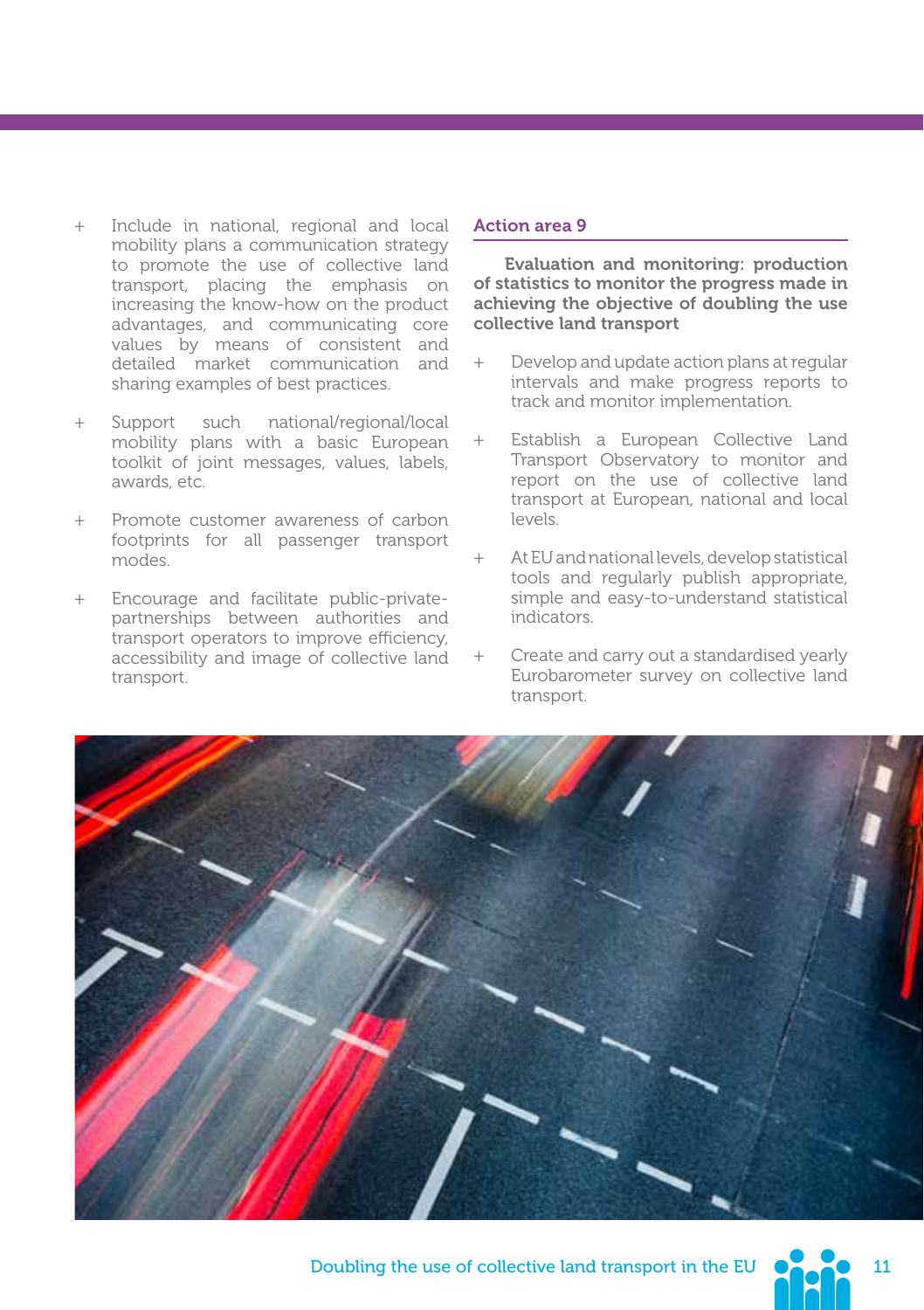- Include in national, regional and local mobility plans a communication strategy to promote the use of collective land transport, placing the emphasis on increasing the know-how on the product advantages, and communicating core values by means of consistent and detailed market communication and sharing examples of best practices.
- Support such national/regional/local mobility plans with a basic European toolkit of joint messages, values, labels, awards, etc.
- Promote customer awareness of carbon footprints for all passenger transport modes.
- Encourage and facilitate public-private-partnerships between authorities and transport operators to improve efficiency, accessibility and image of collective land transport.

## Action area 9

**Evaluation and monitoring: production of statistics to monitor the progress made in achieving the objective of doubling the use collective land transport**

- Develop and update action plans at regular intervals and make progress reports to track and monitor implementation.
- Establish a European Collective Land Transport Observatory to monitor and report on the use of collective land transport at European, national and local levels.
- At EU and national levels, develop statistical tools and regularly publish appropriate, simple and easy-to-understand statistical indicators.
- Create and carry out a standardised yearly Eurobarometer survey on collective land transport.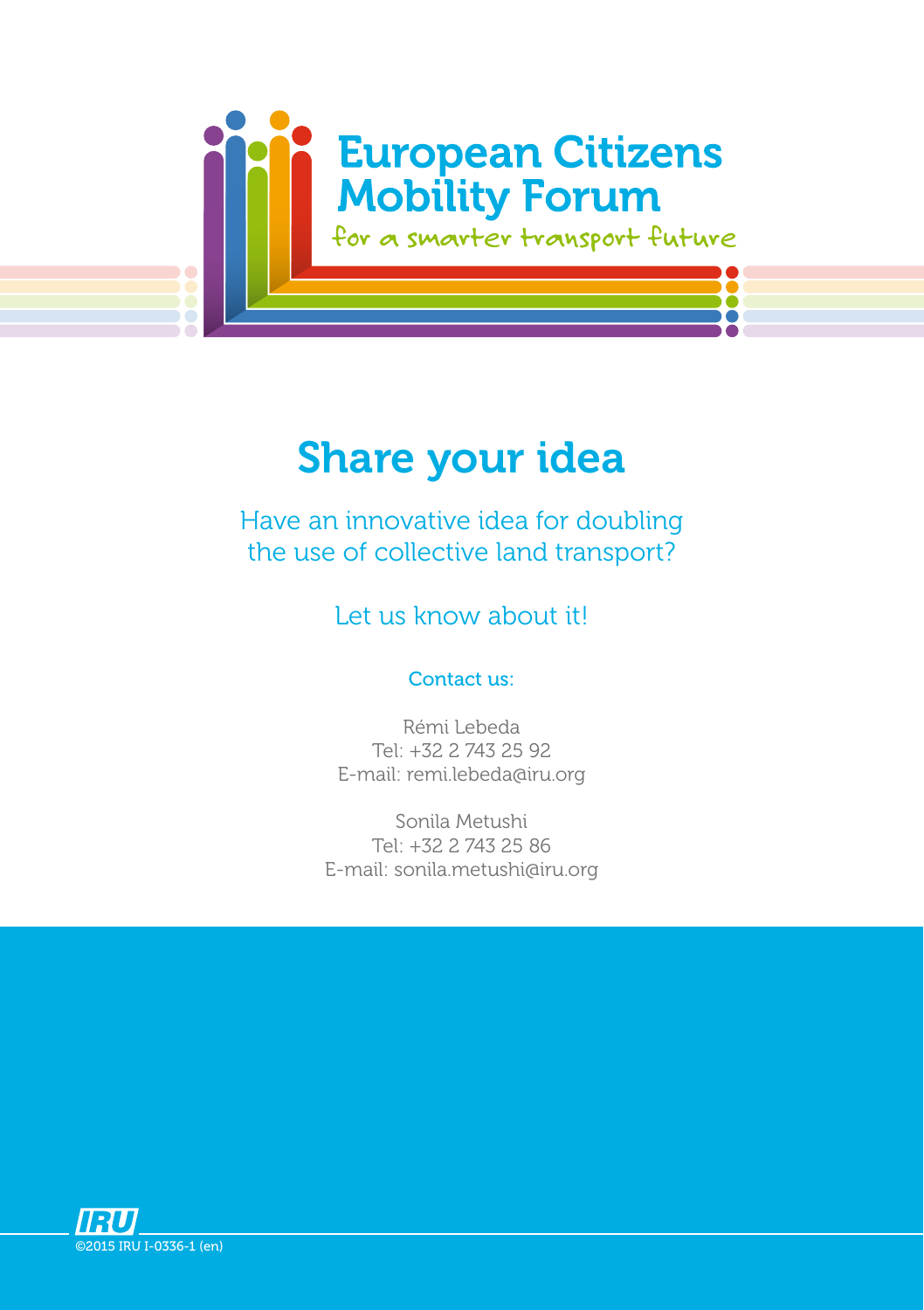European Citizens Mobility Forum

for a smarter transport future

# Share your idea

Have an innovative idea for doubling the use of collective land transport?

Let us know about it!

**Contact us:**

Rémi Lebeda
Tel: +32 2 743 25 92
E-mail: remi.lebeda@iru.org

Sonila Metushi
Tel: +32 2 743 25 86
E-mail: sonila.metushi@iru.org

IRU

©2015 IRU I-0336-1 (en)